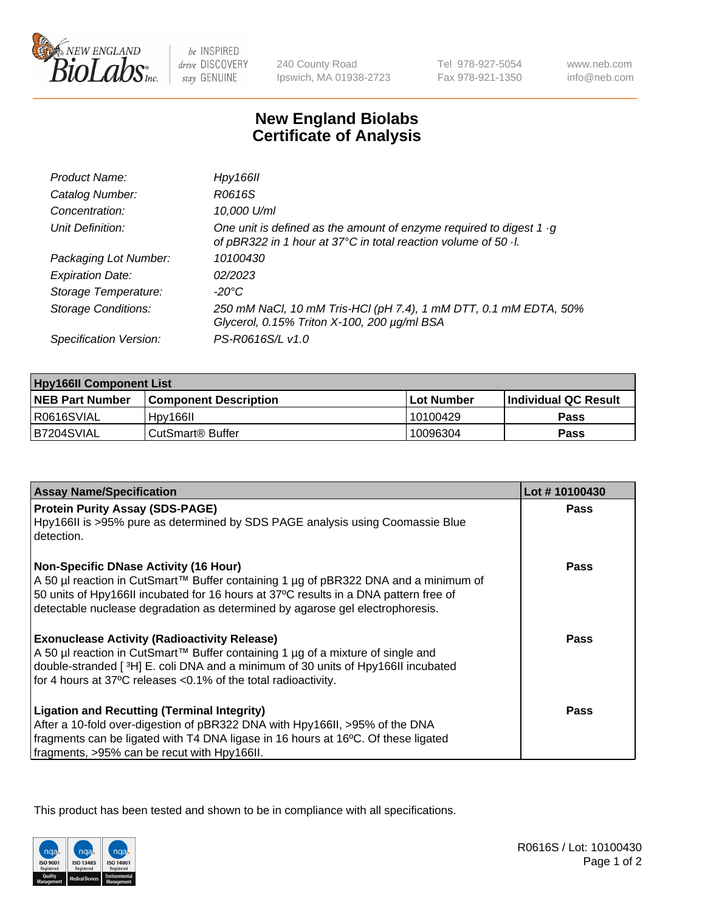New England BioLabs Inc. — be INSPIRED drive DISCOVERY stay GENUINE

240 County Road
Ipswich, MA 01938-2723

Tel 978-927-5054
Fax 978-921-1350

www.neb.com
info@neb.com

# New England Biolabs
# Certificate of Analysis

| | |
|---|---|
| *Product Name:* | *Hpy166II* |
| *Catalog Number:* | *R0616S* |
| *Concentration:* | *10,000 U/ml* |
| *Unit Definition:* | *One unit is defined as the amount of enzyme required to digest 1 ·g of pBR322 in 1 hour at 37°C in total reaction volume of 50 ·l.* |
| *Packaging Lot Number:* | *10100430* |
| *Expiration Date:* | *02/2023* |
| *Storage Temperature:* | *-20°C* |
| *Storage Conditions:* | *250 mM NaCl, 10 mM Tris-HCl (pH 7.4), 1 mM DTT, 0.1 mM EDTA, 50% Glycerol, 0.15% Triton X-100, 200 µg/ml BSA* |
| *Specification Version:* | *PS-R0616S/L v1.0* |

| Hpy166II Component List | | | |
|---|---|---|---|
| **NEB Part Number** | **Component Description** | **Lot Number** | **Individual QC Result** |
| R0616SVIAL | Hpy166II | 10100429 | **Pass** |
| B7204SVIAL | CutSmart® Buffer | 10096304 | **Pass** |

| Assay Name/Specification | Lot # 10100430 |
|---|---|
| **Protein Purity Assay (SDS-PAGE)** Hpy166II is >95% pure as determined by SDS PAGE analysis using Coomassie Blue detection. | **Pass** |
| **Non-Specific DNase Activity (16 Hour)** A 50 µl reaction in CutSmart™ Buffer containing 1 µg of pBR322 DNA and a minimum of 50 units of Hpy166II incubated for 16 hours at 37ºC results in a DNA pattern free of detectable nuclease degradation as determined by agarose gel electrophoresis. | **Pass** |
| **Exonuclease Activity (Radioactivity Release)** A 50 µl reaction in CutSmart™ Buffer containing 1 µg of a mixture of single and double-stranded [ $^3$H] E. coli DNA and a minimum of 30 units of Hpy166II incubated for 4 hours at 37ºC releases <0.1% of the total radioactivity. | **Pass** |
| **Ligation and Recutting (Terminal Integrity)** After a 10-fold over-digestion of pBR322 DNA with Hpy166II, >95% of the DNA fragments can be ligated with T4 DNA ligase in 16 hours at 16ºC. Of these ligated fragments, >95% can be recut with Hpy166II. | **Pass** |

This product has been tested and shown to be in compliance with all specifications.

R0616S / Lot: 10100430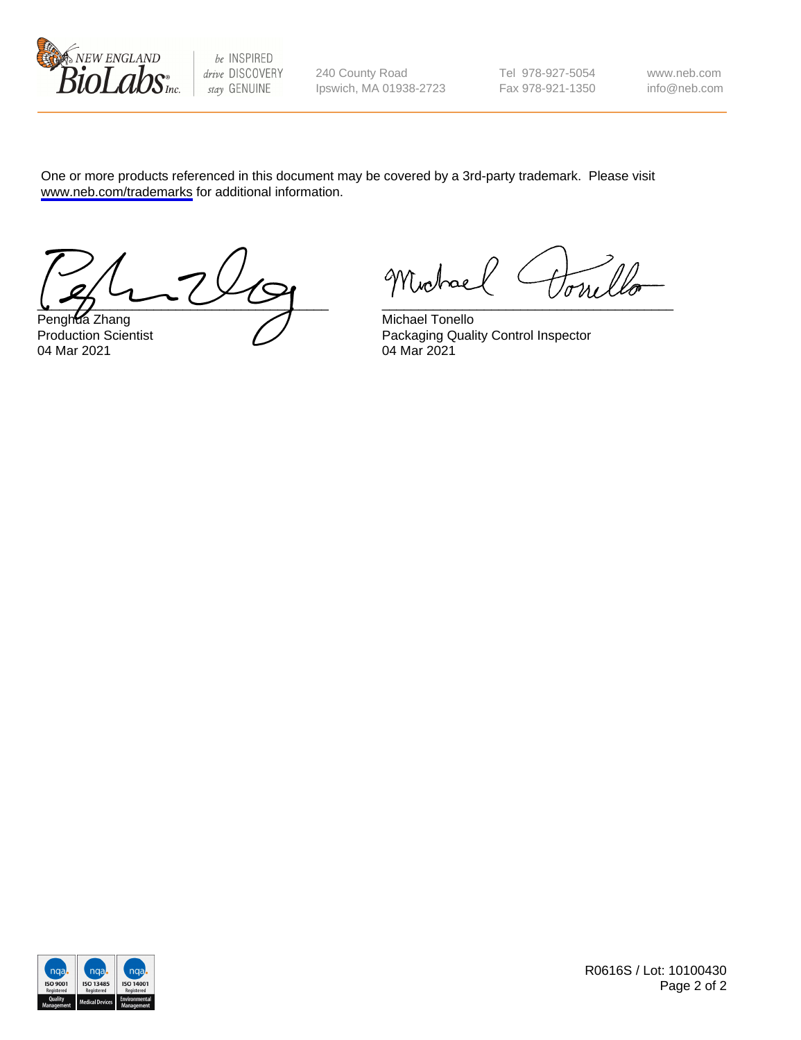One or more products referenced in this document may be covered by a 3rd-party trademark. Please visit www.neb.com/trademarks for additional information.

Penghua Zhang
Production Scientist
04 Mar 2021

Michael Tonello
Packaging Quality Control Inspector
04 Mar 2021

R0616S / Lot: 10100430